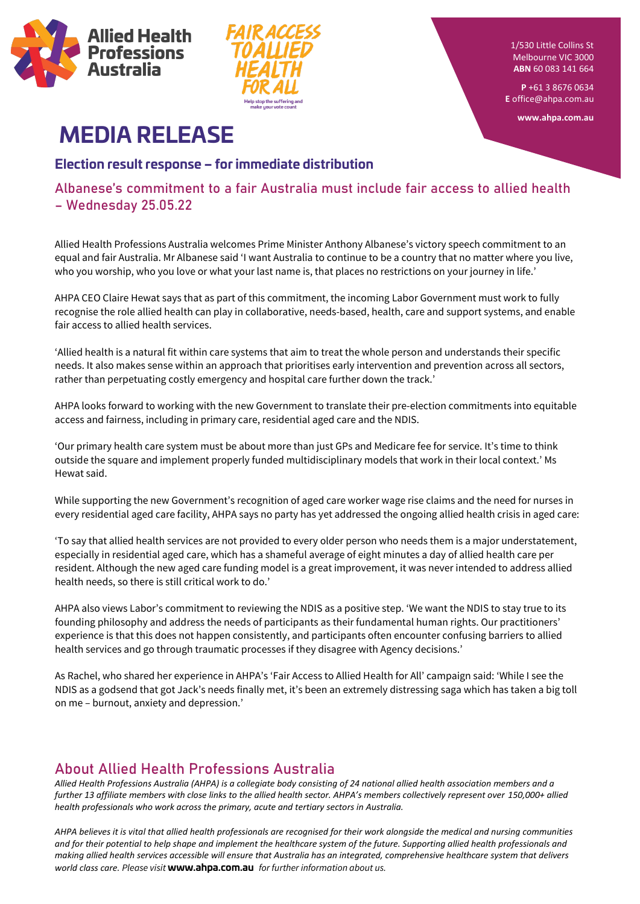Allied Health Professions Australia

FAIR ACCESS TO ALLIED HEALTH FOR ALL
Help stop the suffering and make your vote count

1/530 Little Collins St
Melbourne VIC 3000
**ABN** 60 083 141 664

**P** +61 3 8676 0634
**E** office@ahpa.com.au

**www.ahpa.com.au**

# MEDIA RELEASE

## Election result response – for immediate distribution

## Albanese's commitment to a fair Australia must include fair access to allied health – Wednesday 25.05.22

Allied Health Professions Australia welcomes Prime Minister Anthony Albanese's victory speech commitment to an equal and fair Australia. Mr Albanese said 'I want Australia to continue to be a country that no matter where you live, who you worship, who you love or what your last name is, that places no restrictions on your journey in life.'

AHPA CEO Claire Hewat says that as part of this commitment, the incoming Labor Government must work to fully recognise the role allied health can play in collaborative, needs-based, health, care and support systems, and enable fair access to allied health services.

'Allied health is a natural fit within care systems that aim to treat the whole person and understands their specific needs. It also makes sense within an approach that prioritises early intervention and prevention across all sectors, rather than perpetuating costly emergency and hospital care further down the track.'

AHPA looks forward to working with the new Government to translate their pre-election commitments into equitable access and fairness, including in primary care, residential aged care and the NDIS.

'Our primary health care system must be about more than just GPs and Medicare fee for service. It's time to think outside the square and implement properly funded multidisciplinary models that work in their local context.' Ms Hewat said.

While supporting the new Government's recognition of aged care worker wage rise claims and the need for nurses in every residential aged care facility, AHPA says no party has yet addressed the ongoing allied health crisis in aged care:

'To say that allied health services are not provided to every older person who needs them is a major understatement, especially in residential aged care, which has a shameful average of eight minutes a day of allied health care per resident. Although the new aged care funding model is a great improvement, it was never intended to address allied health needs, so there is still critical work to do.'

AHPA also views Labor's commitment to reviewing the NDIS as a positive step. 'We want the NDIS to stay true to its founding philosophy and address the needs of participants as their fundamental human rights. Our practitioners' experience is that this does not happen consistently, and participants often encounter confusing barriers to allied health services and go through traumatic processes if they disagree with Agency decisions.'

As Rachel, who shared her experience in AHPA's 'Fair Access to Allied Health for All' campaign said: 'While I see the NDIS as a godsend that got Jack's needs finally met, it's been an extremely distressing saga which has taken a big toll on me – burnout, anxiety and depression.'

## About Allied Health Professions Australia

*Allied Health Professions Australia (AHPA) is a collegiate body consisting of 24 national allied health association members and a further 13 affiliate members with close links to the allied health sector. AHPA's members collectively represent over 150,000+ allied health professionals who work across the primary, acute and tertiary sectors in Australia.*

*AHPA believes it is vital that allied health professionals are recognised for their work alongside the medical and nursing communities and for their potential to help shape and implement the healthcare system of the future. Supporting allied health professionals and making allied health services accessible will ensure that Australia has an integrated, comprehensive healthcare system that delivers world class care. Please visit* **www.ahpa.com.au** *for further information about us.*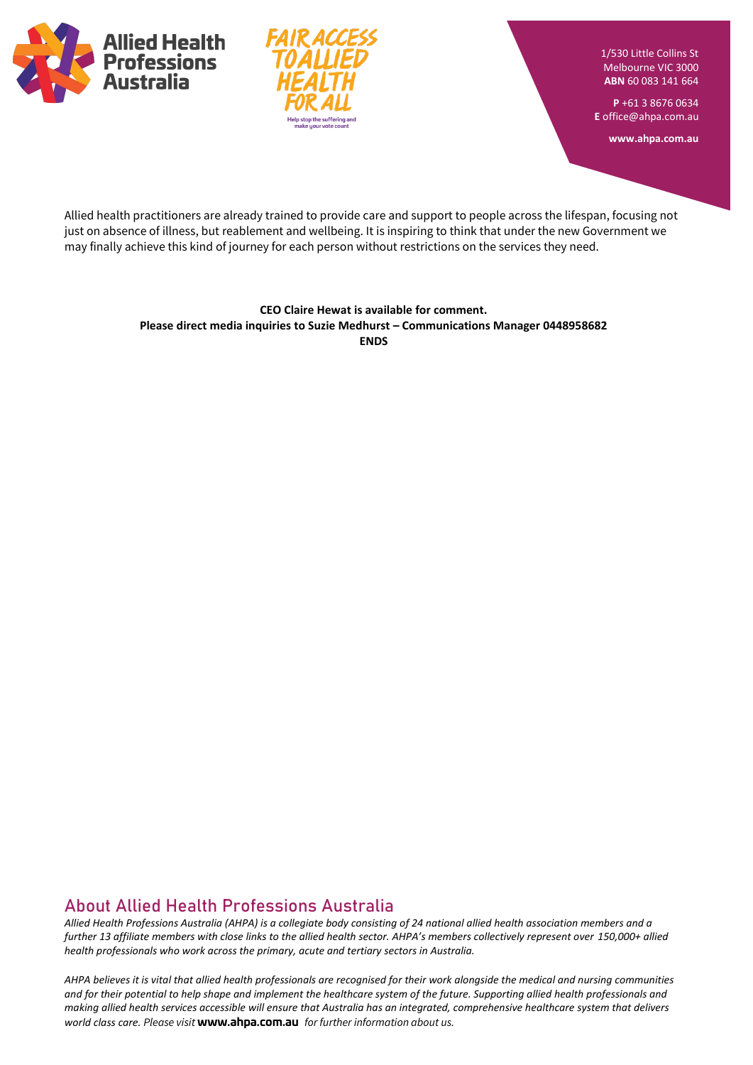Allied health practitioners are already trained to provide care and support to people across the lifespan, focusing not just on absence of illness, but reablement and wellbeing. It is inspiring to think that under the new Government we may finally achieve this kind of journey for each person without restrictions on the services they need.

**CEO Claire Hewat is available for comment.**
**Please direct media inquiries to Suzie Medhurst – Communications Manager 0448958682**
**ENDS**

## About Allied Health Professions Australia

*Allied Health Professions Australia (AHPA) is a collegiate body consisting of 24 national allied health association members and a further 13 affiliate members with close links to the allied health sector. AHPA's members collectively represent over 150,000+ allied health professionals who work across the primary, acute and tertiary sectors in Australia.*

*AHPA believes it is vital that allied health professionals are recognised for their work alongside the medical and nursing communities and for their potential to help shape and implement the healthcare system of the future. Supporting allied health professionals and making allied health services accessible will ensure that Australia has an integrated, comprehensive healthcare system that delivers world class care. Please visit* **www.ahpa.com.au** *for further information about us.*